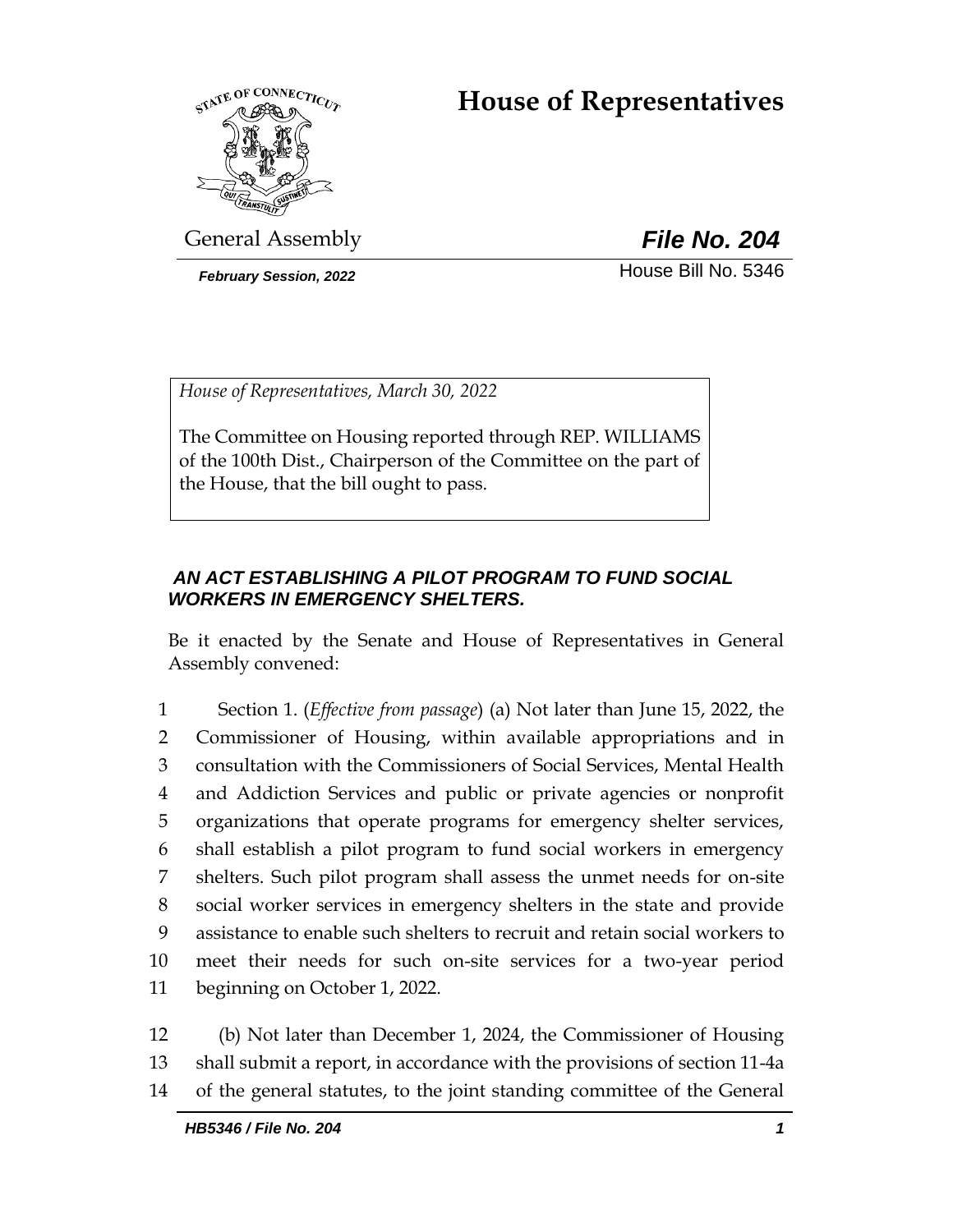# House of Representatives

General Assembly

***File No. 204***

***February Session, 2022***

House Bill No. 5346

*House of Representatives, March 30, 2022*

The Committee on Housing reported through REP. WILLIAMS of the 100th Dist., Chairperson of the Committee on the part of the House, that the bill ought to pass.

***AN ACT ESTABLISHING A PILOT PROGRAM TO FUND SOCIAL WORKERS IN EMERGENCY SHELTERS.***

Be it enacted by the Senate and House of Representatives in General Assembly convened:

1 Section 1. (*Effective from passage*) (a) Not later than June 15, 2022, the
2 Commissioner of Housing, within available appropriations and in
3 consultation with the Commissioners of Social Services, Mental Health
4 and Addiction Services and public or private agencies or nonprofit
5 organizations that operate programs for emergency shelter services,
6 shall establish a pilot program to fund social workers in emergency
7 shelters. Such pilot program shall assess the unmet needs for on-site
8 social worker services in emergency shelters in the state and provide
9 assistance to enable such shelters to recruit and retain social workers to
10 meet their needs for such on-site services for a two-year period
11 beginning on October 1, 2022.

12 (b) Not later than December 1, 2024, the Commissioner of Housing
13 shall submit a report, in accordance with the provisions of section 11-4a
14 of the general statutes, to the joint standing committee of the General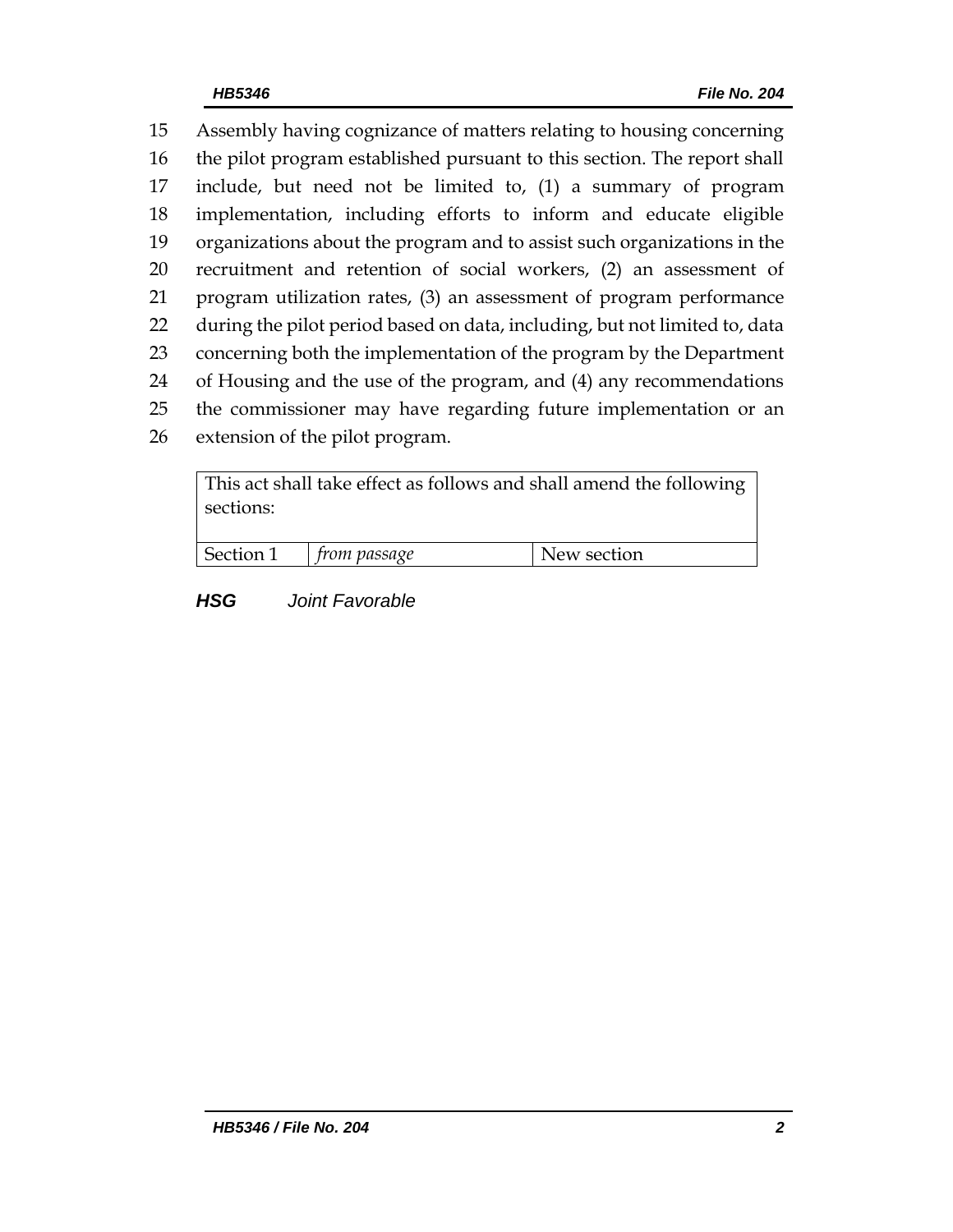15 Assembly having cognizance of matters relating to housing concerning
16 the pilot program established pursuant to this section. The report shall
17 include, but need not be limited to, (1) a summary of program
18 implementation, including efforts to inform and educate eligible
19 organizations about the program and to assist such organizations in the
20 recruitment and retention of social workers, (2) an assessment of
21 program utilization rates, (3) an assessment of program performance
22 during the pilot period based on data, including, but not limited to, data
23 concerning both the implementation of the program by the Department
24 of Housing and the use of the program, and (4) any recommendations
25 the commissioner may have regarding future implementation or an
26 extension of the pilot program.

| This act shall take effect as follows and shall amend the following sections: | | |
|---|---|---|
| Section 1 | *from passage* | New section |

***HSG*** *Joint Favorable*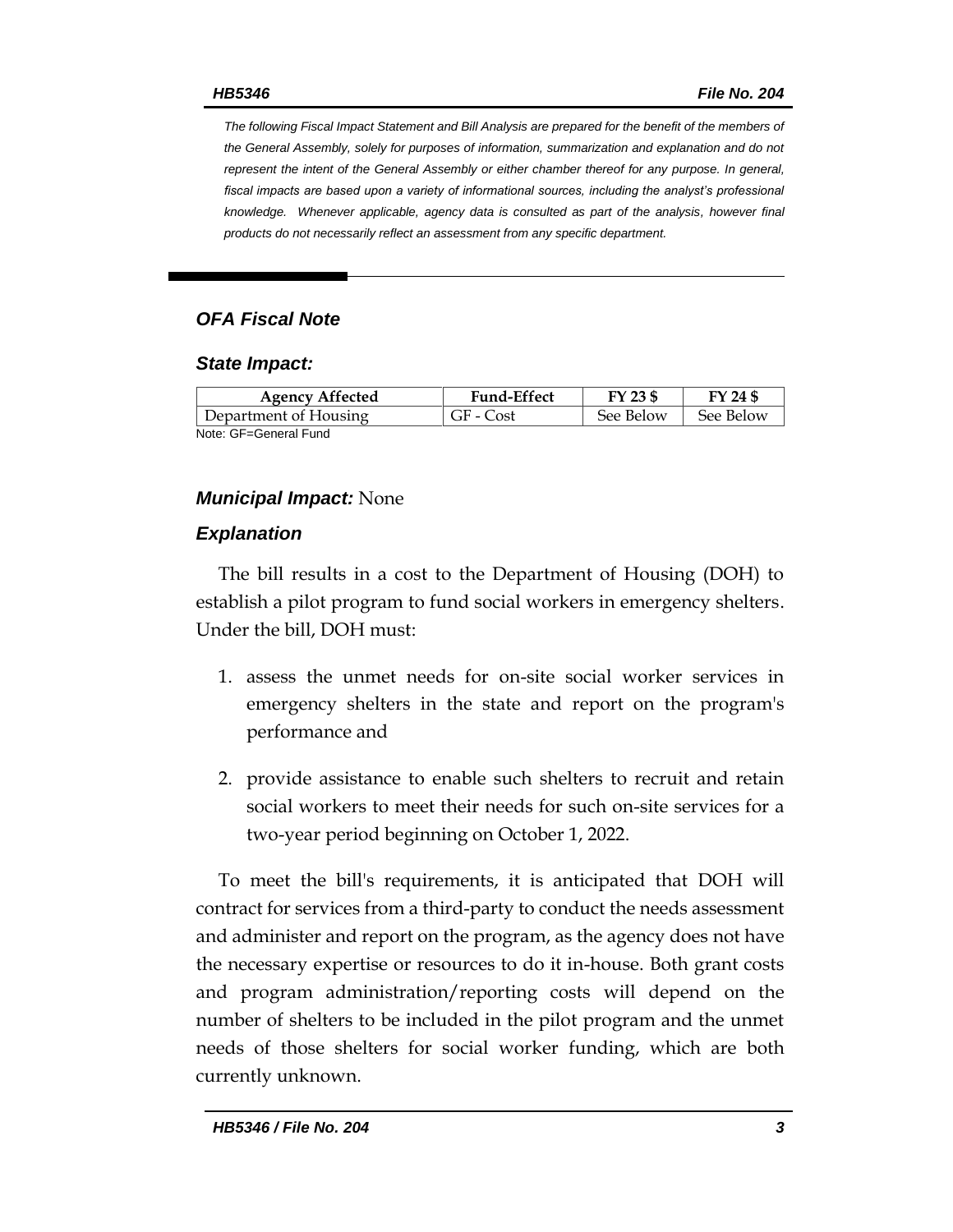*The following Fiscal Impact Statement and Bill Analysis are prepared for the benefit of the members of the General Assembly, solely for purposes of information, summarization and explanation and do not represent the intent of the General Assembly or either chamber thereof for any purpose. In general, fiscal impacts are based upon a variety of informational sources, including the analyst's professional knowledge. Whenever applicable, agency data is consulted as part of the analysis, however final products do not necessarily reflect an assessment from any specific department.*

## *OFA Fiscal Note*

### *State Impact:*

| Agency Affected | Fund-Effect | FY 23 $ | FY 24 $ |
|---|---|---|---|
| Department of Housing | GF - Cost | See Below | See Below |

Note: GF=General Fund

### *Municipal Impact:* None

### *Explanation*

The bill results in a cost to the Department of Housing (DOH) to establish a pilot program to fund social workers in emergency shelters. Under the bill, DOH must:

1. assess the unmet needs for on-site social worker services in emergency shelters in the state and report on the program's performance and
2. provide assistance to enable such shelters to recruit and retain social workers to meet their needs for such on-site services for a two-year period beginning on October 1, 2022.

To meet the bill's requirements, it is anticipated that DOH will contract for services from a third-party to conduct the needs assessment and administer and report on the program, as the agency does not have the necessary expertise or resources to do it in-house. Both grant costs and program administration/reporting costs will depend on the number of shelters to be included in the pilot program and the unmet needs of those shelters for social worker funding, which are both currently unknown.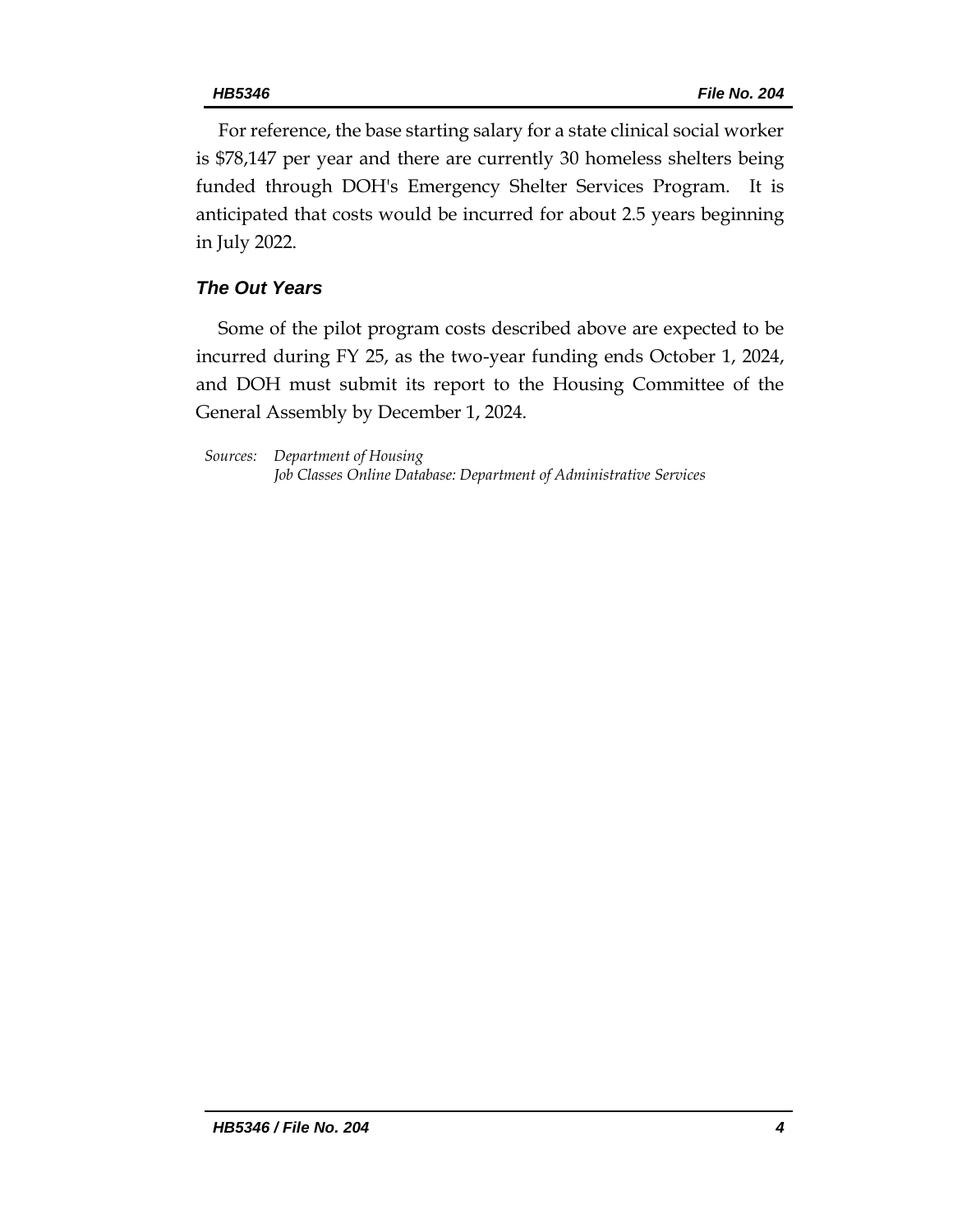For reference, the base starting salary for a state clinical social worker is $78,147 per year and there are currently 30 homeless shelters being funded through DOH's Emergency Shelter Services Program. It is anticipated that costs would be incurred for about 2.5 years beginning in July 2022.

### *The Out Years*

Some of the pilot program costs described above are expected to be incurred during FY 25, as the two-year funding ends October 1, 2024, and DOH must submit its report to the Housing Committee of the General Assembly by December 1, 2024.

*Sources: Department of Housing*
*Job Classes Online Database: Department of Administrative Services*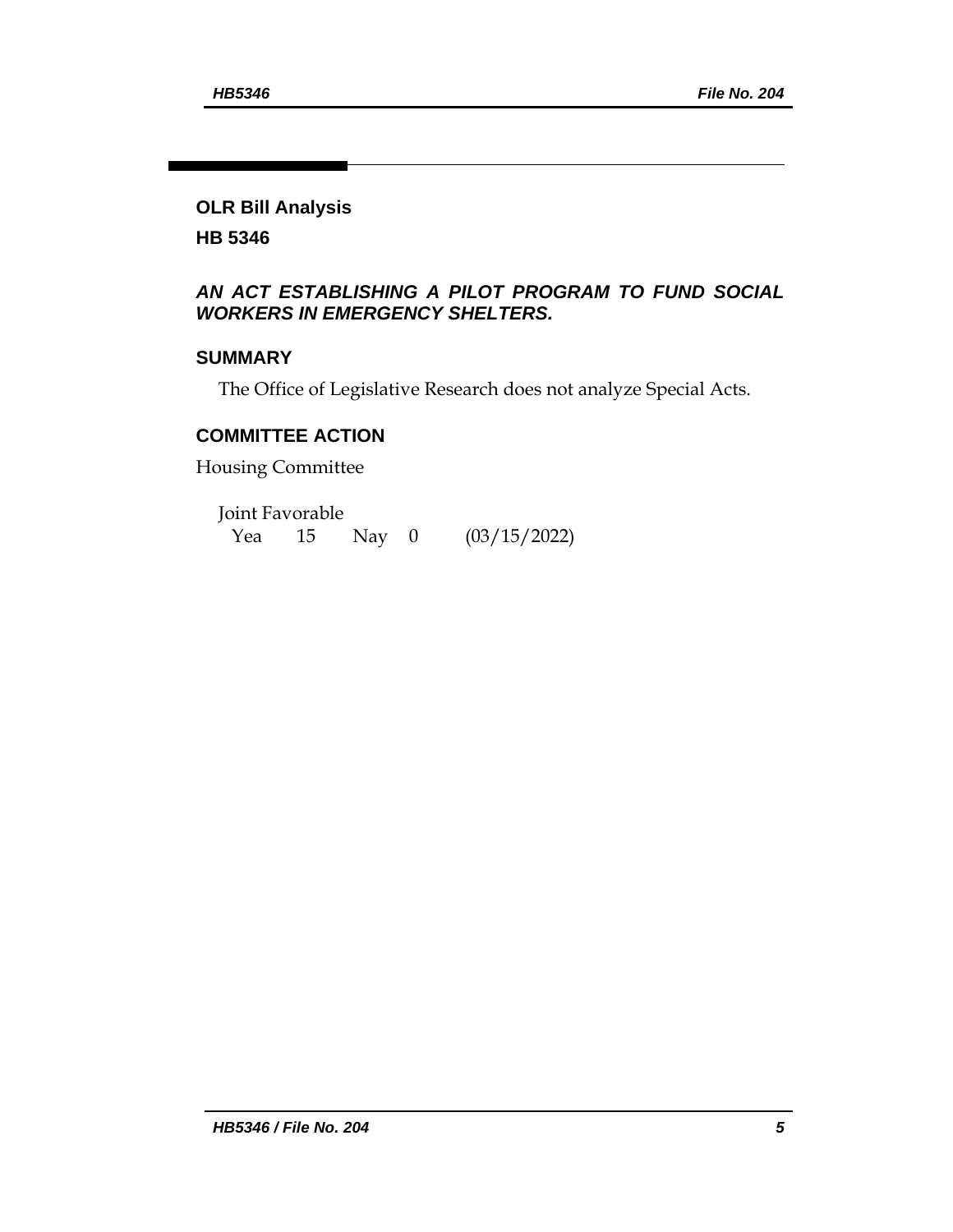## OLR Bill Analysis

## HB 5346

***AN ACT ESTABLISHING A PILOT PROGRAM TO FUND SOCIAL WORKERS IN EMERGENCY SHELTERS.***

### SUMMARY

The Office of Legislative Research does not analyze Special Acts.

### COMMITTEE ACTION

Housing Committee

Joint Favorable
Yea 15 Nay 0 (03/15/2022)